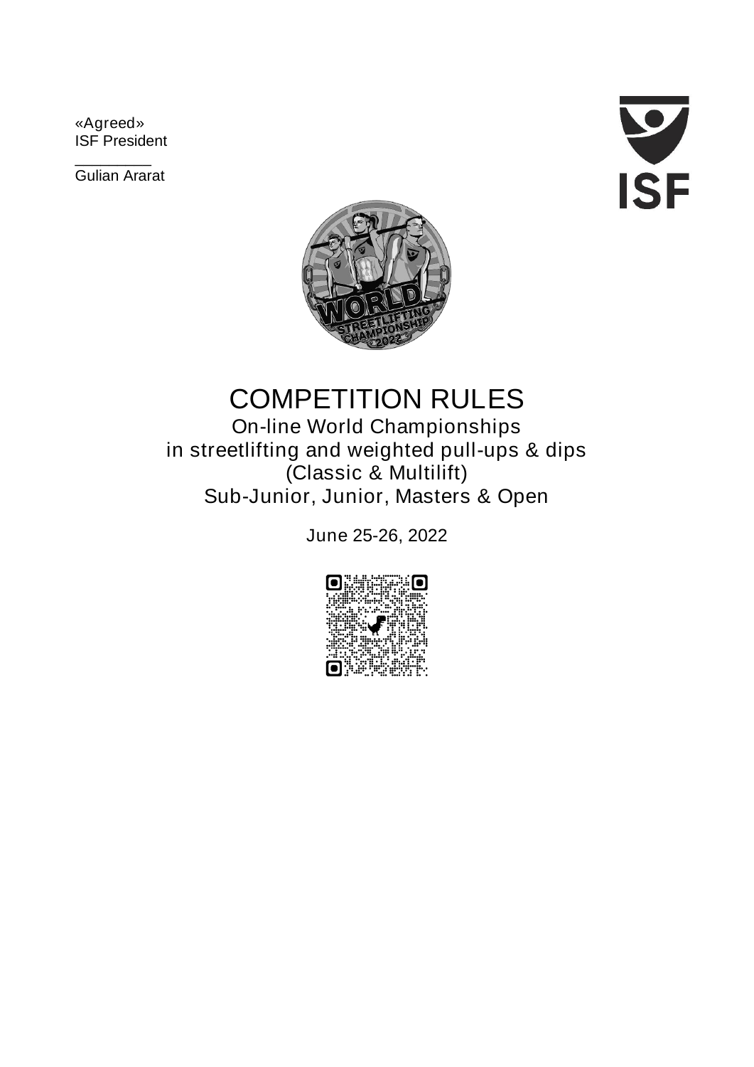«Agreed»
ISF President

_________
Gulian Ararat

ISF

# COMPETITION RULES

## On-line World Championships in streetlifting and weighted pull-ups & dips (Classic & Multilift) Sub-Junior, Junior, Masters & Open

June 25-26, 2022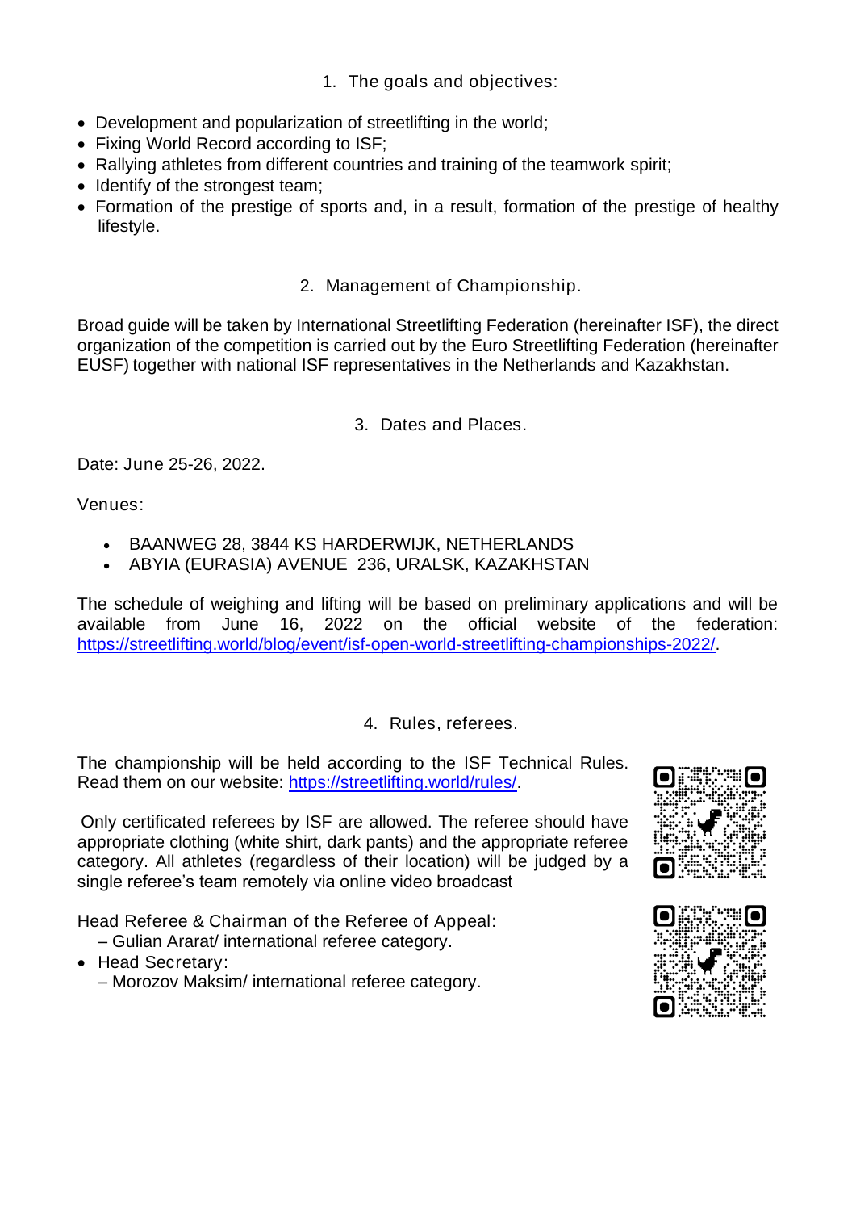## 1. The goals and objectives:

- Development and popularization of streetlifting in the world;
- Fixing World Record according to ISF;
- Rallying athletes from different countries and training of the teamwork spirit;
- Identify of the strongest team;
- Formation of the prestige of sports and, in a result, formation of the prestige of healthy lifestyle.

## 2. Management of Championship.

Broad guide will be taken by International Streetlifting Federation (hereinafter ISF), the direct organization of the competition is carried out by the Euro Streetlifting Federation (hereinafter EUSF) together with national ISF representatives in the Netherlands and Kazakhstan.

## 3. Dates and Places.

Date: June 25-26, 2022.

Venues:

- BAANWEG 28, 3844 KS HARDERWIJK, NETHERLANDS
- ABYIA (EURASIA) AVENUE 236, URALSK, KAZAKHSTAN

The schedule of weighing and lifting will be based on preliminary applications and will be available from June 16, 2022 on the official website of the federation: https://streetlifting.world/blog/event/isf-open-world-streetlifting-championships-2022/.

## 4. Rules, referees.

The championship will be held according to the ISF Technical Rules. Read them on our website: https://streetlifting.world/rules/.

Only certificated referees by ISF are allowed. The referee should have appropriate clothing (white shirt, dark pants) and the appropriate referee category. All athletes (regardless of their location) will be judged by a single referee's team remotely via online video broadcast

Head Referee & Chairman of the Referee of Appeal:
– Gulian Ararat/ international referee category.

- Head Secretary:
  – Morozov Maksim/ international referee category.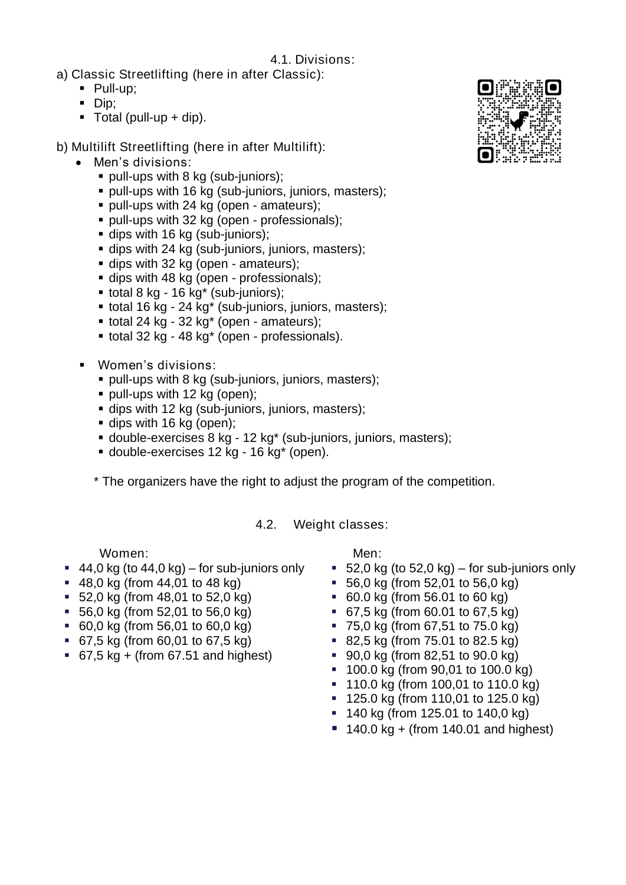### 4.1. Divisions:

a) Classic Streetlifting (here in after Classic):

- Pull-up;
- Dip;
- Total (pull-up + dip).

b) Multilift Streetlifting (here in after Multilift):

- Men's divisions:
  - pull-ups with 8 kg (sub-juniors);
  - pull-ups with 16 kg (sub-juniors, juniors, masters);
  - pull-ups with 24 kg (open - amateurs);
  - pull-ups with 32 kg (open - professionals);
  - dips with 16 kg (sub-juniors);
  - dips with 24 kg (sub-juniors, juniors, masters);
  - dips with 32 kg (open - amateurs);
  - dips with 48 kg (open - professionals);
  - total 8 kg - 16 kg* (sub-juniors);
  - total 16 kg - 24 kg* (sub-juniors, juniors, masters);
  - total 24 kg - 32 kg* (open - amateurs);
  - total 32 kg - 48 kg* (open - professionals).

- Women's divisions:
  - pull-ups with 8 kg (sub-juniors, juniors, masters);
  - pull-ups with 12 kg (open);
  - dips with 12 kg (sub-juniors, juniors, masters);
  - dips with 16 kg (open);
  - double-exercises 8 kg - 12 kg* (sub-juniors, juniors, masters);
  - double-exercises 12 kg - 16 kg* (open).

\* The organizers have the right to adjust the program of the competition.

### 4.2. Weight classes:

Women:

- 44,0 kg (to 44,0 kg) – for sub-juniors only
- 48,0 kg (from 44,01 to 48 kg)
- 52,0 kg (from 48,01 to 52,0 kg)
- 56,0 kg (from 52,01 to 56,0 kg)
- 60,0 kg (from 56,01 to 60,0 kg)
- 67,5 kg (from 60,01 to 67,5 kg)
- 67,5 kg + (from 67.51 and highest)

Men:

- 52,0 kg (to 52,0 kg) – for sub-juniors only
- 56,0 kg (from 52,01 to 56,0 kg)
- 60.0 kg (from 56.01 to 60 kg)
- 67,5 kg (from 60.01 to 67,5 kg)
- 75,0 kg (from 67,51 to 75.0 kg)
- 82,5 kg (from 75.01 to 82.5 kg)
- 90,0 kg (from 82,51 to 90.0 kg)
- 100.0 kg (from 90,01 to 100.0 kg)
- 110.0 kg (from 100,01 to 110.0 kg)
- 125.0 kg (from 110,01 to 125.0 kg)
- 140 kg (from 125.01 to 140,0 kg)
- 140.0 kg + (from 140.01 and highest)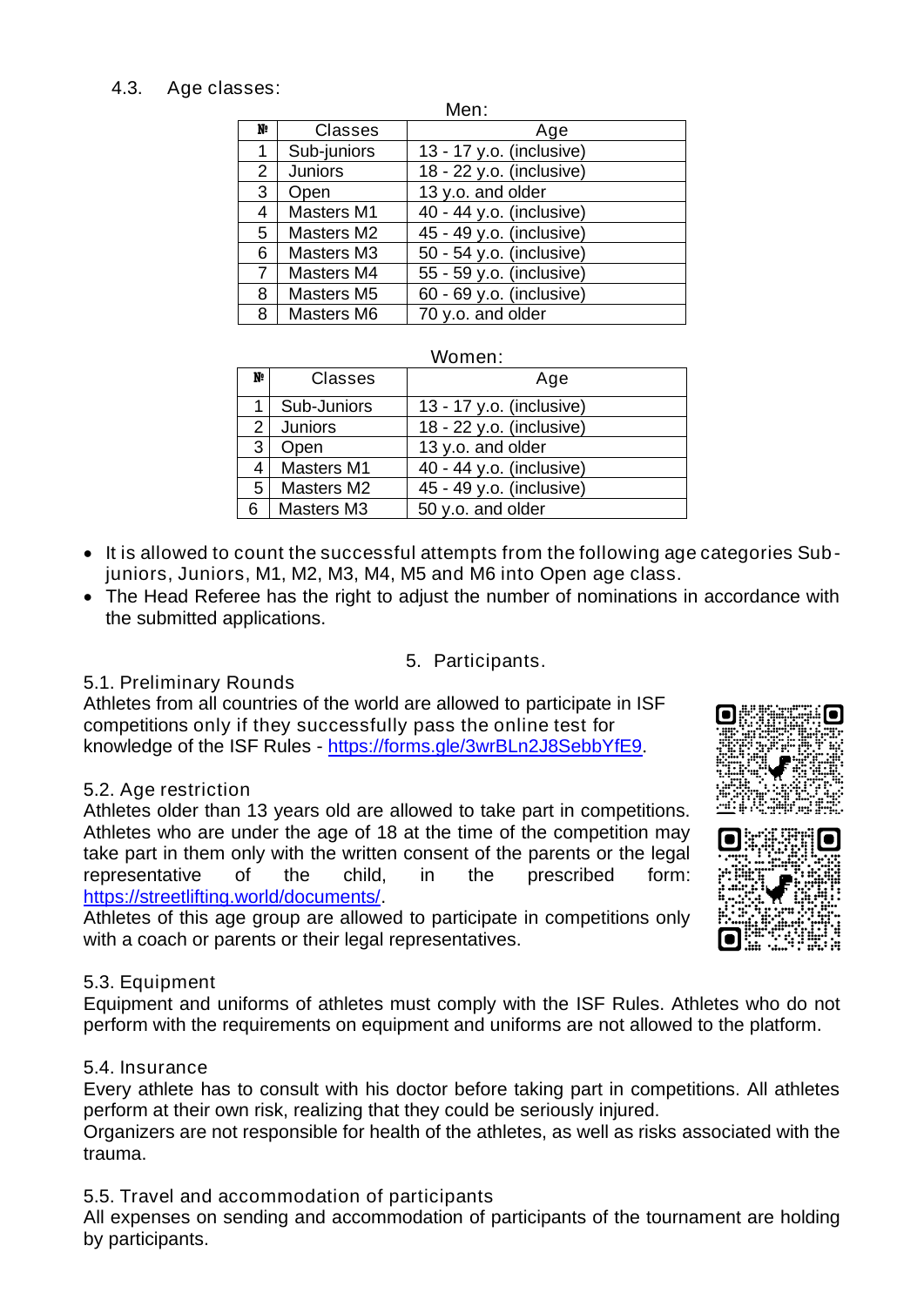4.3. Age classes:

Men:

| № | Classes | Age |
|---|---|---|
| 1 | Sub-juniors | 13 - 17 y.o. (inclusive) |
| 2 | Juniors | 18 - 22 y.o. (inclusive) |
| 3 | Open | 13 y.o. and older |
| 4 | Masters M1 | 40 - 44 y.o. (inclusive) |
| 5 | Masters M2 | 45 - 49 y.o. (inclusive) |
| 6 | Masters M3 | 50 - 54 y.o. (inclusive) |
| 7 | Masters M4 | 55 - 59 y.o. (inclusive) |
| 8 | Masters M5 | 60 - 69 y.o. (inclusive) |
| 8 | Masters M6 | 70 y.o. and older |

Women:

| № | Classes | Age |
|---|---|---|
| 1 | Sub-Juniors | 13 - 17 y.o. (inclusive) |
| 2 | Juniors | 18 - 22 y.o. (inclusive) |
| 3 | Open | 13 y.o. and older |
| 4 | Masters M1 | 40 - 44 y.o. (inclusive) |
| 5 | Masters M2 | 45 - 49 y.o. (inclusive) |
| 6 | Masters M3 | 50 y.o. and older |

- It is allowed to count the successful attempts from the following age categories Sub-juniors, Juniors, M1, M2, M3, M4, M5 and M6 into Open age class.
- The Head Referee has the right to adjust the number of nominations in accordance with the submitted applications.

## 5. Participants.

### 5.1. Preliminary Rounds

Athletes from all countries of the world are allowed to participate in ISF competitions only if they successfully pass the online test for knowledge of the ISF Rules - https://forms.gle/3wrBLn2J8SebbYfE9.

### 5.2. Age restriction

Athletes older than 13 years old are allowed to take part in competitions. Athletes who are under the age of 18 at the time of the competition may take part in them only with the written consent of the parents or the legal representative of the child, in the prescribed form: https://streetlifting.world/documents/.

Athletes of this age group are allowed to participate in competitions only with a coach or parents or their legal representatives.

### 5.3. Equipment

Equipment and uniforms of athletes must comply with the ISF Rules. Athletes who do not perform with the requirements on equipment and uniforms are not allowed to the platform.

### 5.4. Insurance

Every athlete has to consult with his doctor before taking part in competitions. All athletes perform at their own risk, realizing that they could be seriously injured.

Organizers are not responsible for health of the athletes, as well as risks associated with the trauma.

### 5.5. Travel and accommodation of participants

All expenses on sending and accommodation of participants of the tournament are holding by participants.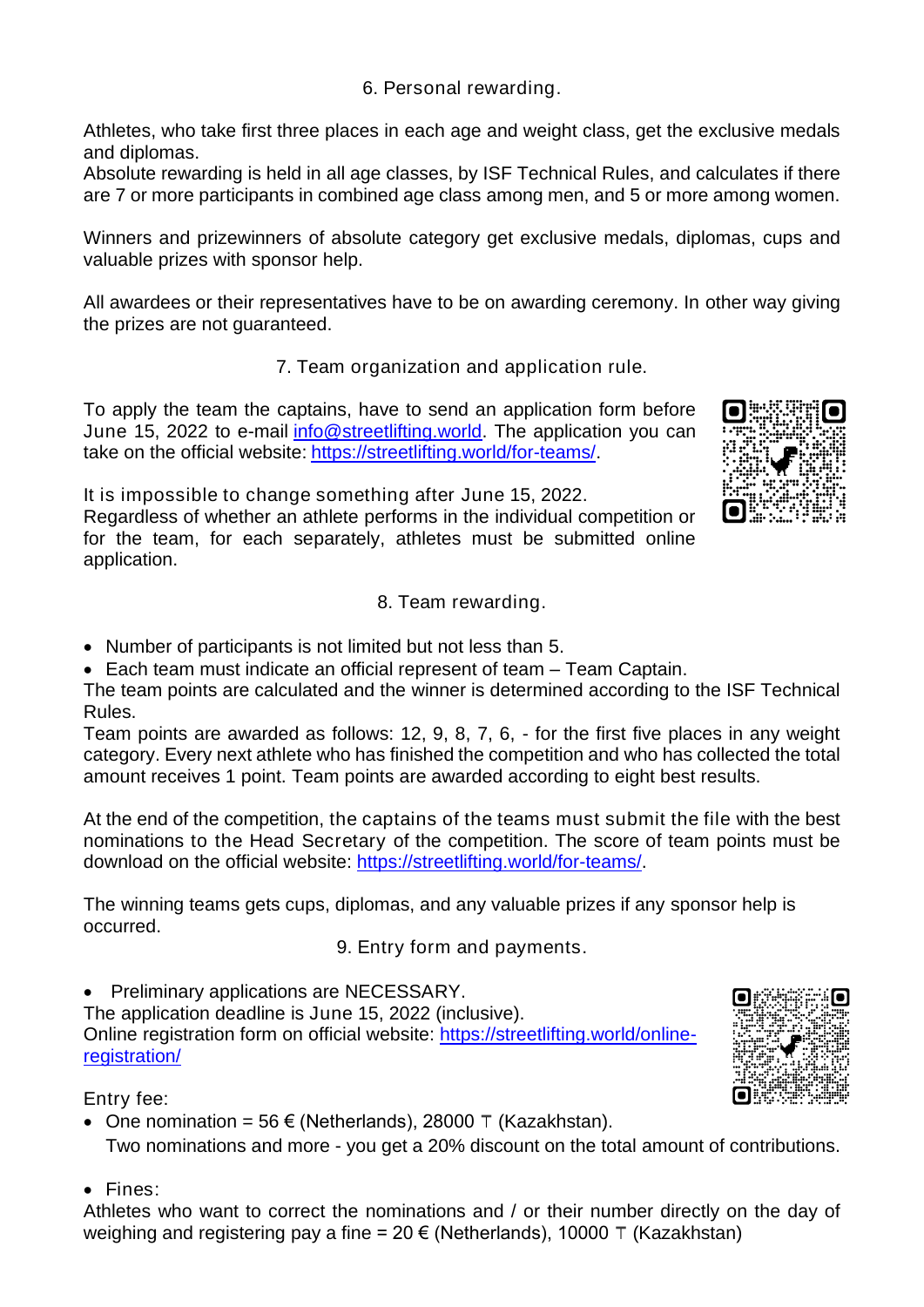## 6. Personal rewarding.

Athletes, who take first three places in each age and weight class, get the exclusive medals and diplomas.
Absolute rewarding is held in all age classes, by ISF Technical Rules, and calculates if there are 7 or more participants in combined age class among men, and 5 or more among women.

Winners and prizewinners of absolute category get exclusive medals, diplomas, cups and valuable prizes with sponsor help.

All awardees or their representatives have to be on awarding ceremony. In other way giving the prizes are not guaranteed.

## 7. Team organization and application rule.

To apply the team the captains, have to send an application form before June 15, 2022 to e-mail info@streetlifting.world. The application you can take on the official website: https://streetlifting.world/for-teams/.

It is impossible to change something after June 15, 2022.
Regardless of whether an athlete performs in the individual competition or for the team, for each separately, athletes must be submitted online application.

## 8. Team rewarding.

- Number of participants is not limited but not less than 5.
- Each team must indicate an official represent of team – Team Captain.

The team points are calculated and the winner is determined according to the ISF Technical Rules.
Team points are awarded as follows: 12, 9, 8, 7, 6, - for the first five places in any weight category. Every next athlete who has finished the competition and who has collected the total amount receives 1 point. Team points are awarded according to eight best results.

At the end of the competition, the captains of the teams must submit the file with the best nominations to the Head Secretary of the competition. The score of team points must be download on the official website: https://streetlifting.world/for-teams/.

The winning teams gets cups, diplomas, and any valuable prizes if any sponsor help is occurred.

## 9. Entry form and payments.

- Preliminary applications are NECESSARY.

The application deadline is June 15, 2022 (inclusive).
Online registration form on official website: https://streetlifting.world/online-registration/

Entry fee:

- One nomination = 56 € (Netherlands), 28000 ₸ (Kazakhstan).
  Two nominations and more - you get a 20% discount on the total amount of contributions.

- Fines:

Athletes who want to correct the nominations and / or their number directly on the day of weighing and registering pay a fine = 20 € (Netherlands), 10000 ₸ (Kazakhstan)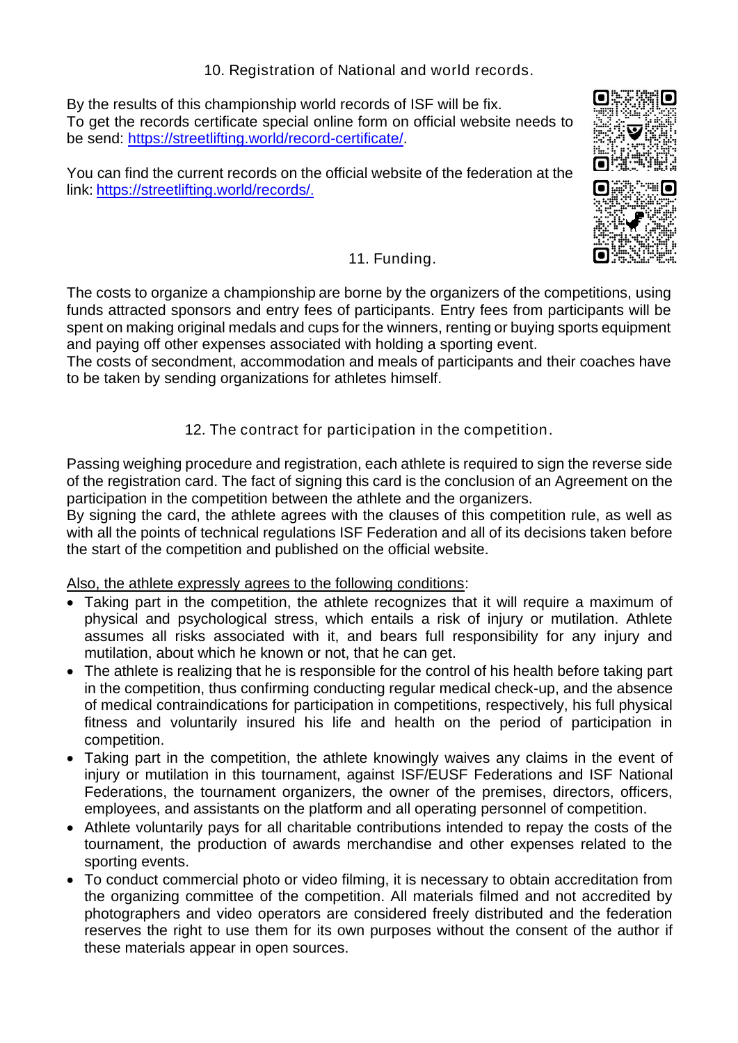## 10. Registration of National and world records.

By the results of this championship world records of ISF will be fix.
To get the records certificate special online form on official website needs to be send: [https://streetlifting.world/record-certificate/](https://streetlifting.world/record-certificate/).

You can find the current records on the official website of the federation at the link: [https://streetlifting.world/records/.](https://streetlifting.world/records/)

## 11. Funding.

The costs to organize a championship are borne by the organizers of the competitions, using funds attracted sponsors and entry fees of participants. Entry fees from participants will be spent on making original medals and cups for the winners, renting or buying sports equipment and paying off other expenses associated with holding a sporting event.
The costs of secondment, accommodation and meals of participants and their coaches have to be taken by sending organizations for athletes himself.

## 12. The contract for participation in the competition.

Passing weighing procedure and registration, each athlete is required to sign the reverse side of the registration card. The fact of signing this card is the conclusion of an Agreement on the participation in the competition between the athlete and the organizers.
By signing the card, the athlete agrees with the clauses of this competition rule, as well as with all the points of technical regulations ISF Federation and all of its decisions taken before the start of the competition and published on the official website.

<u>Also, the athlete expressly agrees to the following conditions</u>:

- Taking part in the competition, the athlete recognizes that it will require a maximum of physical and psychological stress, which entails a risk of injury or mutilation. Athlete assumes all risks associated with it, and bears full responsibility for any injury and mutilation, about which he known or not, that he can get.
- The athlete is realizing that he is responsible for the control of his health before taking part in the competition, thus confirming conducting regular medical check-up, and the absence of medical contraindications for participation in competitions, respectively, his full physical fitness and voluntarily insured his life and health on the period of participation in competition.
- Taking part in the competition, the athlete knowingly waives any claims in the event of injury or mutilation in this tournament, against ISF/EUSF Federations and ISF National Federations, the tournament organizers, the owner of the premises, directors, officers, employees, and assistants on the platform and all operating personnel of competition.
- Athlete voluntarily pays for all charitable contributions intended to repay the costs of the tournament, the production of awards merchandise and other expenses related to the sporting events.
- To conduct commercial photo or video filming, it is necessary to obtain accreditation from the organizing committee of the competition. All materials filmed and not accredited by photographers and video operators are considered freely distributed and the federation reserves the right to use them for its own purposes without the consent of the author if these materials appear in open sources.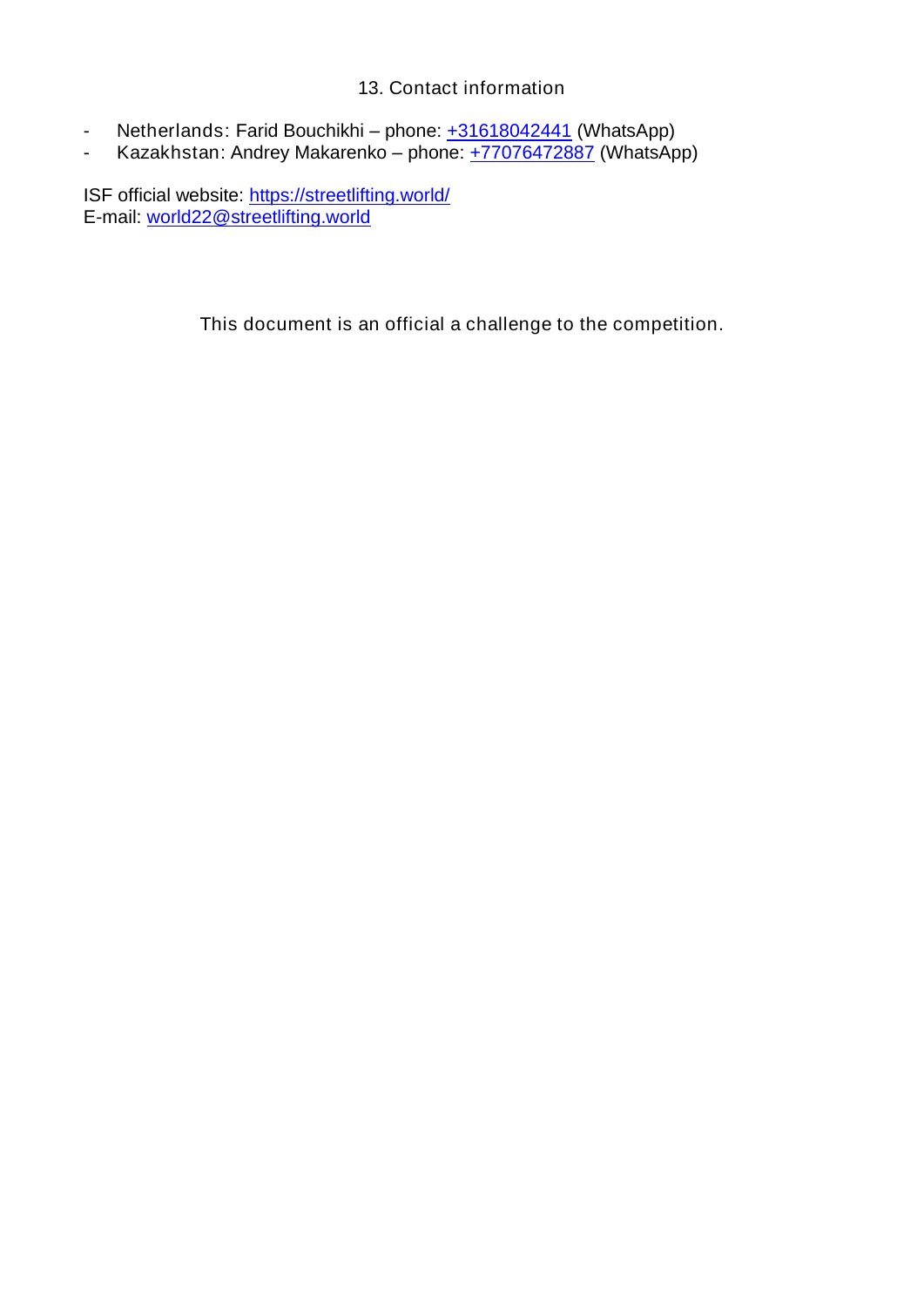## 13. Contact information

- Netherlands: Farid Bouchikhi – phone: +31618042441 (WhatsApp)
- Kazakhstan: Andrey Makarenko – phone: +77076472887 (WhatsApp)

ISF official website: https://streetlifting.world/
E-mail: world22@streetlifting.world

This document is an official a challenge to the competition.